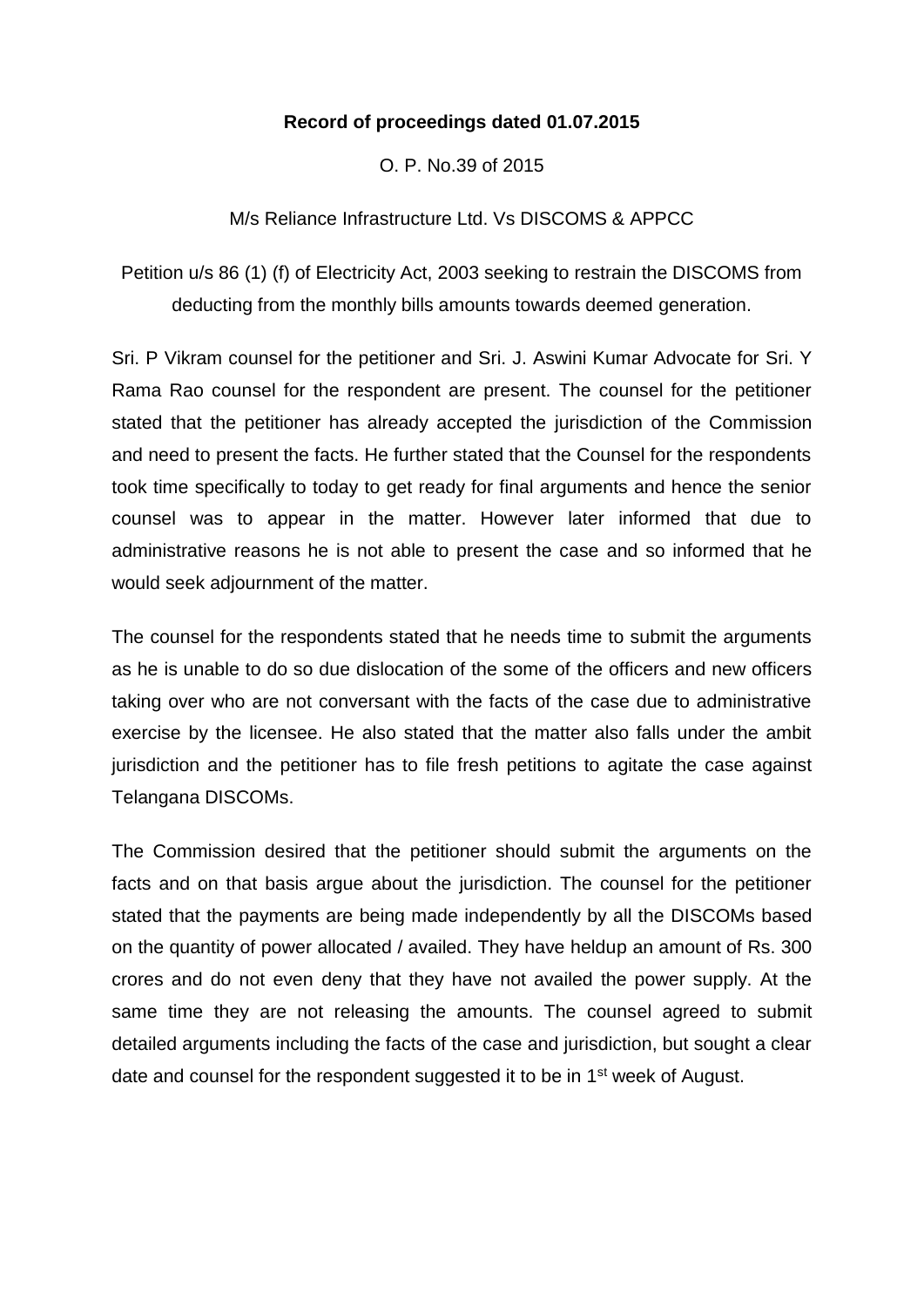**Record of proceedings dated 01.07.2015**

O. P. No.39 of 2015

M/s Reliance Infrastructure Ltd. Vs DISCOMS & APPCC

Petition u/s 86 (1) (f) of Electricity Act, 2003 seeking to restrain the DISCOMS from deducting from the monthly bills amounts towards deemed generation.

Sri. P Vikram counsel for the petitioner and Sri. J. Aswini Kumar Advocate for Sri. Y Rama Rao counsel for the respondent are present. The counsel for the petitioner stated that the petitioner has already accepted the jurisdiction of the Commission and need to present the facts. He further stated that the Counsel for the respondents took time specifically to today to get ready for final arguments and hence the senior counsel was to appear in the matter. However later informed that due to administrative reasons he is not able to present the case and so informed that he would seek adjournment of the matter.

The counsel for the respondents stated that he needs time to submit the arguments as he is unable to do so due dislocation of the some of the officers and new officers taking over who are not conversant with the facts of the case due to administrative exercise by the licensee. He also stated that the matter also falls under the ambit jurisdiction and the petitioner has to file fresh petitions to agitate the case against Telangana DISCOMs.

The Commission desired that the petitioner should submit the arguments on the facts and on that basis argue about the jurisdiction. The counsel for the petitioner stated that the payments are being made independently by all the DISCOMs based on the quantity of power allocated / availed. They have heldup an amount of Rs. 300 crores and do not even deny that they have not availed the power supply. At the same time they are not releasing the amounts. The counsel agreed to submit detailed arguments including the facts of the case and jurisdiction, but sought a clear date and counsel for the respondent suggested it to be in 1st week of August.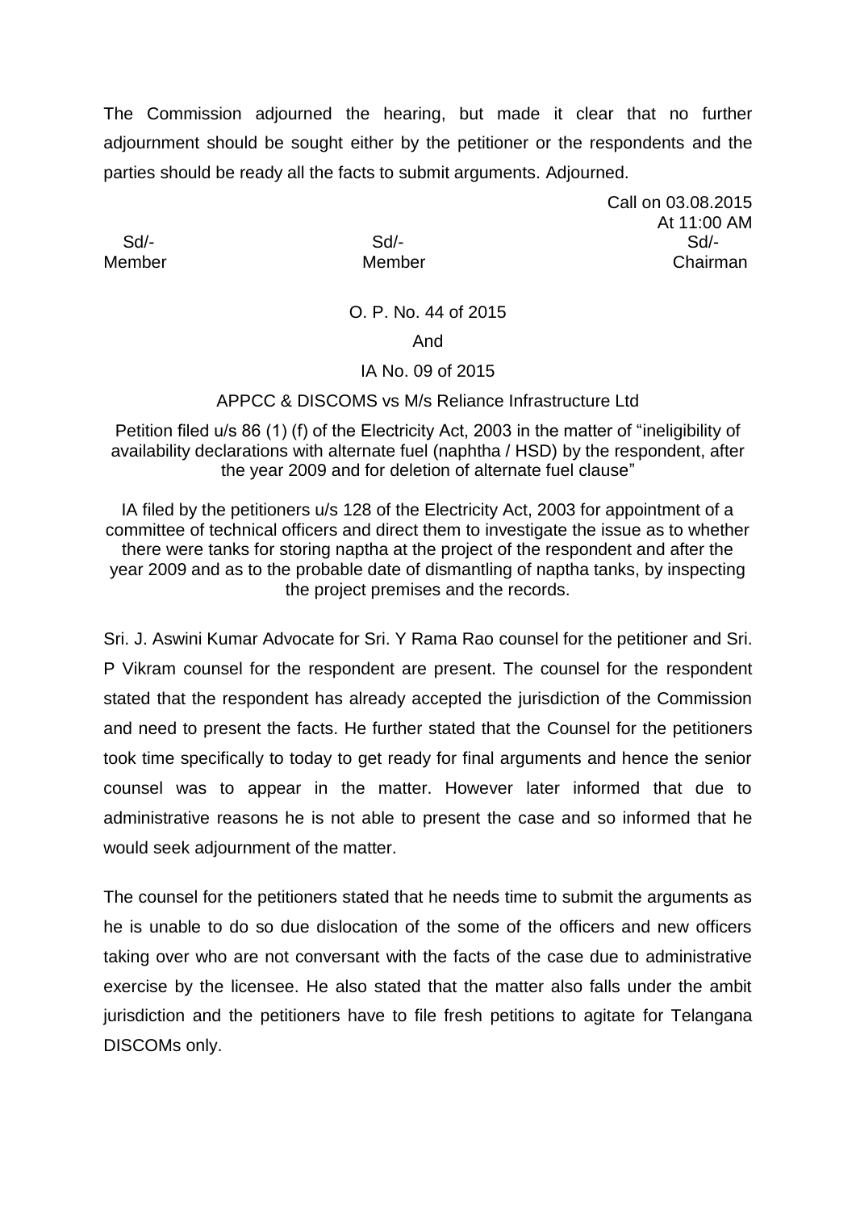The Commission adjourned the hearing, but made it clear that no further adjournment should be sought either by the petitioner or the respondents and the parties should be ready all the facts to submit arguments. Adjourned.

Call on 03.08.2015
At 11:00 AM

| Sd/- | Sd/- | Sd/- |
|---|---|---|
| Member | Member | Chairman |

O. P. No. 44 of 2015

And

IA No. 09 of 2015

APPCC & DISCOMS vs M/s Reliance Infrastructure Ltd

Petition filed u/s 86 (1) (f) of the Electricity Act, 2003 in the matter of "ineligibility of availability declarations with alternate fuel (naphtha / HSD) by the respondent, after the year 2009 and for deletion of alternate fuel clause"

IA filed by the petitioners u/s 128 of the Electricity Act, 2003 for appointment of a committee of technical officers and direct them to investigate the issue as to whether there were tanks for storing naptha at the project of the respondent and after the year 2009 and as to the probable date of dismantling of naptha tanks, by inspecting the project premises and the records.

Sri. J. Aswini Kumar Advocate for Sri. Y Rama Rao counsel for the petitioner and Sri. P Vikram counsel for the respondent are present. The counsel for the respondent stated that the respondent has already accepted the jurisdiction of the Commission and need to present the facts. He further stated that the Counsel for the petitioners took time specifically to today to get ready for final arguments and hence the senior counsel was to appear in the matter. However later informed that due to administrative reasons he is not able to present the case and so informed that he would seek adjournment of the matter.

The counsel for the petitioners stated that he needs time to submit the arguments as he is unable to do so due dislocation of the some of the officers and new officers taking over who are not conversant with the facts of the case due to administrative exercise by the licensee. He also stated that the matter also falls under the ambit jurisdiction and the petitioners have to file fresh petitions to agitate for Telangana DISCOMs only.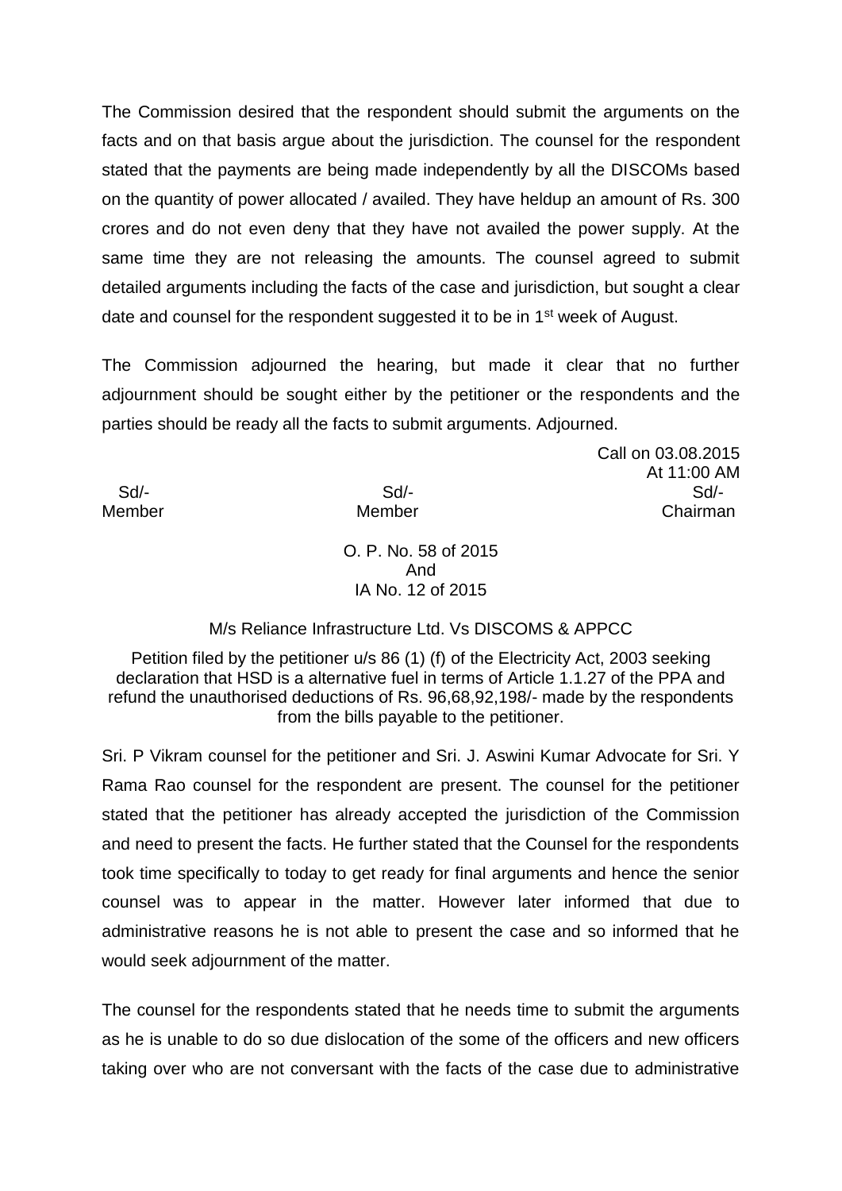The Commission desired that the respondent should submit the arguments on the facts and on that basis argue about the jurisdiction. The counsel for the respondent stated that the payments are being made independently by all the DISCOMs based on the quantity of power allocated / availed. They have heldup an amount of Rs. 300 crores and do not even deny that they have not availed the power supply. At the same time they are not releasing the amounts. The counsel agreed to submit detailed arguments including the facts of the case and jurisdiction, but sought a clear date and counsel for the respondent suggested it to be in 1st week of August.

The Commission adjourned the hearing, but made it clear that no further adjournment should be sought either by the petitioner or the respondents and the parties should be ready all the facts to submit arguments. Adjourned.

Call on 03.08.2015
At 11:00 AM

| Sd/- | Sd/- | Sd/- |
|---|---|---|
| Member | Member | Chairman |

O. P. No. 58 of 2015
And
IA No. 12 of 2015

M/s Reliance Infrastructure Ltd. Vs DISCOMS & APPCC

Petition filed by the petitioner u/s 86 (1) (f) of the Electricity Act, 2003 seeking declaration that HSD is a alternative fuel in terms of Article 1.1.27 of the PPA and refund the unauthorised deductions of Rs. 96,68,92,198/- made by the respondents from the bills payable to the petitioner.

Sri. P Vikram counsel for the petitioner and Sri. J. Aswini Kumar Advocate for Sri. Y Rama Rao counsel for the respondent are present. The counsel for the petitioner stated that the petitioner has already accepted the jurisdiction of the Commission and need to present the facts. He further stated that the Counsel for the respondents took time specifically to today to get ready for final arguments and hence the senior counsel was to appear in the matter. However later informed that due to administrative reasons he is not able to present the case and so informed that he would seek adjournment of the matter.

The counsel for the respondents stated that he needs time to submit the arguments as he is unable to do so due dislocation of the some of the officers and new officers taking over who are not conversant with the facts of the case due to administrative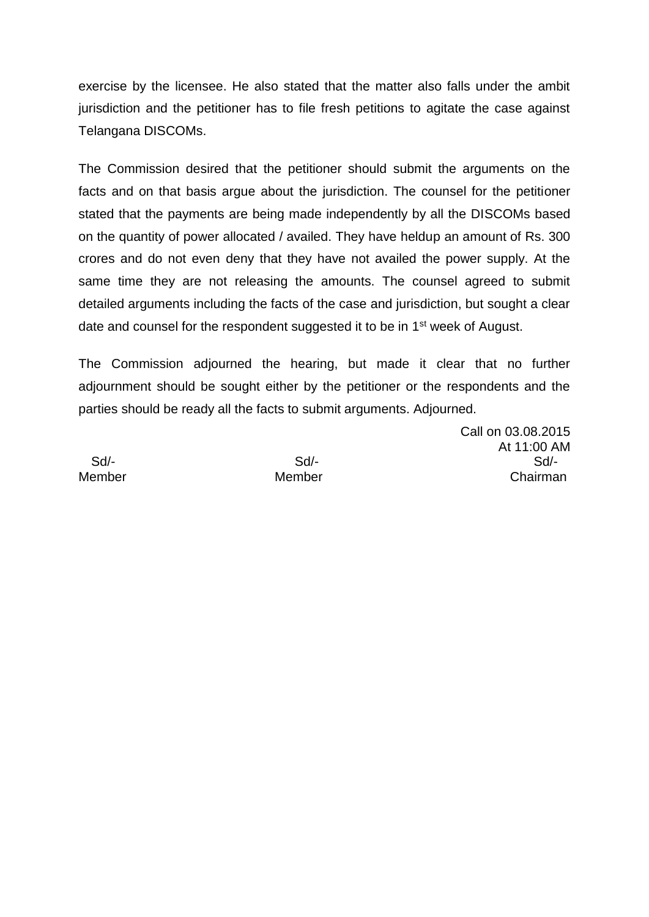exercise by the licensee. He also stated that the matter also falls under the ambit jurisdiction and the petitioner has to file fresh petitions to agitate the case against Telangana DISCOMs.

The Commission desired that the petitioner should submit the arguments on the facts and on that basis argue about the jurisdiction. The counsel for the petitioner stated that the payments are being made independently by all the DISCOMs based on the quantity of power allocated / availed. They have heldup an amount of Rs. 300 crores and do not even deny that they have not availed the power supply. At the same time they are not releasing the amounts. The counsel agreed to submit detailed arguments including the facts of the case and jurisdiction, but sought a clear date and counsel for the respondent suggested it to be in 1st week of August.

The Commission adjourned the hearing, but made it clear that no further adjournment should be sought either by the petitioner or the respondents and the parties should be ready all the facts to submit arguments. Adjourned.

Call on 03.08.2015
At 11:00 AM

| Sd/- | Sd/- | Sd/- |
|---|---|---|
| Member | Member | Chairman |